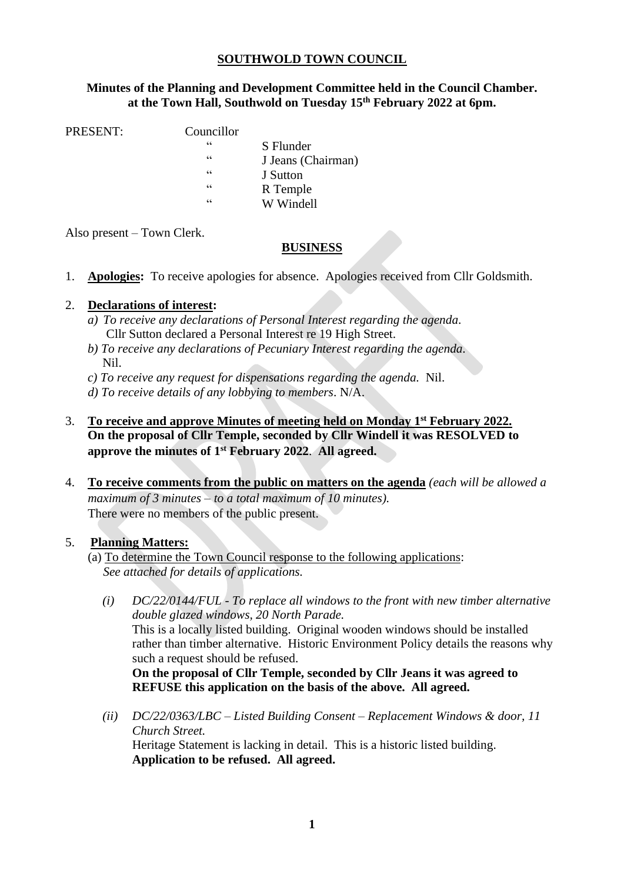# SOUTHWOLD TOWN COUNCIL

**Minutes of the Planning and Development Committee held in the Council Chamber. at the Town Hall, Southwold on Tuesday 15th February 2022 at 6pm.**

PRESENT: Councillor
- " S Flunder
- " J Jeans (Chairman)
- " J Sutton
- " R Temple
- " W Windell

Also present – Town Clerk.

## BUSINESS

1. **Apologies:** To receive apologies for absence. Apologies received from Cllr Goldsmith.

2. **Declarations of interest:**
   *a) To receive any declarations of Personal Interest regarding the agenda.*
   Cllr Sutton declared a Personal Interest re 19 High Street.
   *b) To receive any declarations of Pecuniary Interest regarding the agenda.*
   Nil.
   *c) To receive any request for dispensations regarding the agenda.* Nil.
   *d) To receive details of any lobbying to members*. N/A.

3. **To receive and approve Minutes of meeting held on Monday 1st February 2022. On the proposal of Cllr Temple, seconded by Cllr Windell it was RESOLVED to approve the minutes of 1st February 2022. All agreed.**

4. **To receive comments from the public on matters on the agenda** *(each will be allowed a maximum of 3 minutes – to a total maximum of 10 minutes).*
   There were no members of the public present.

5. **Planning Matters:**
   (a) To determine the Town Council response to the following applications:
   *See attached for details of applications.*

   *(i) DC/22/0144/FUL - To replace all windows to the front with new timber alternative double glazed windows, 20 North Parade.*
   This is a locally listed building. Original wooden windows should be installed rather than timber alternative. Historic Environment Policy details the reasons why such a request should be refused.
   **On the proposal of Cllr Temple, seconded by Cllr Jeans it was agreed to REFUSE this application on the basis of the above. All agreed.**

   *(ii) DC/22/0363/LBC – Listed Building Consent – Replacement Windows & door, 11 Church Street.*
   Heritage Statement is lacking in detail. This is a historic listed building.
   **Application to be refused. All agreed.**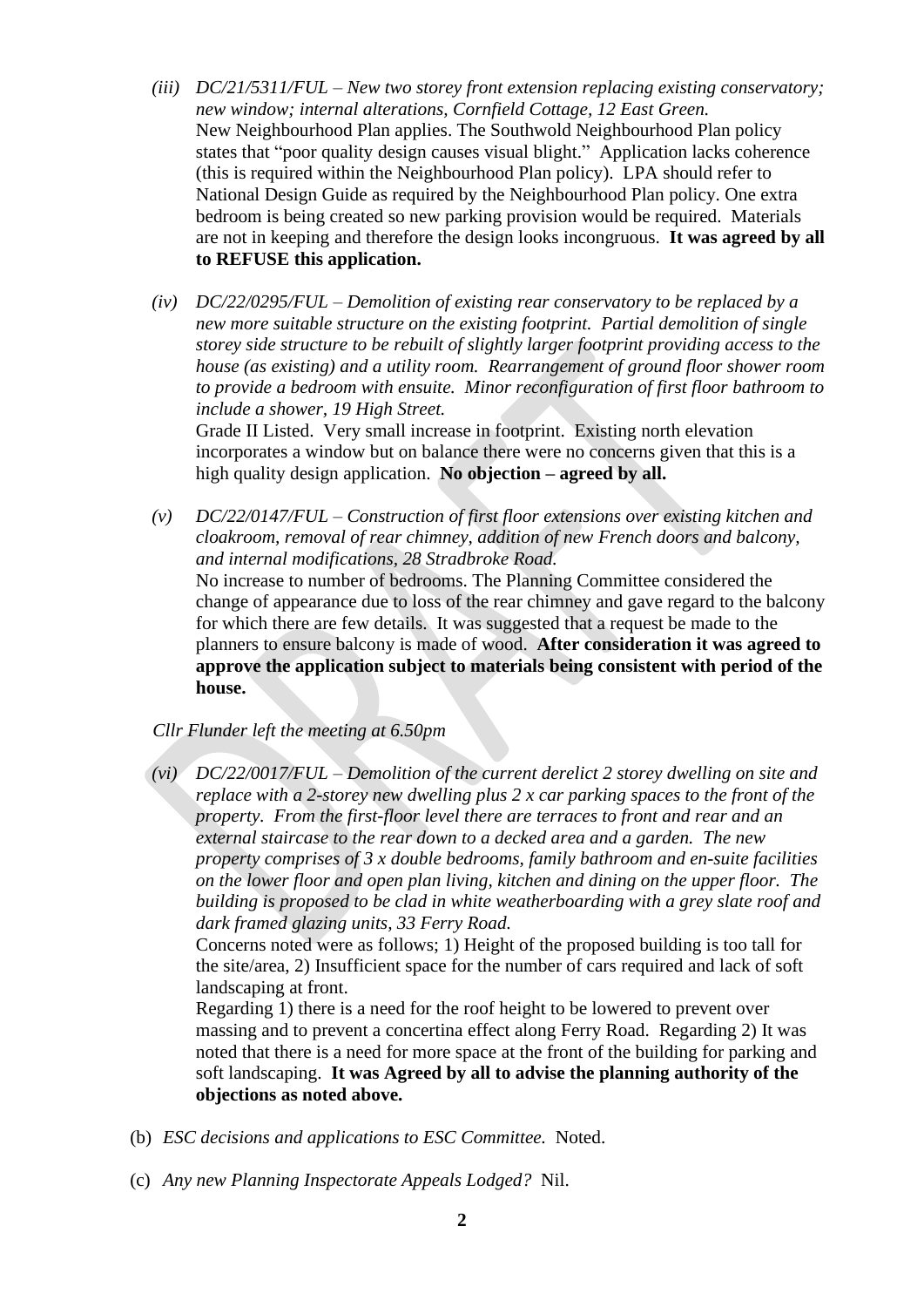(iii) *DC/21/5311/FUL – New two storey front extension replacing existing conservatory; new window; internal alterations, Cornfield Cottage, 12 East Green.*
New Neighbourhood Plan applies. The Southwold Neighbourhood Plan policy states that "poor quality design causes visual blight." Application lacks coherence (this is required within the Neighbourhood Plan policy). LPA should refer to National Design Guide as required by the Neighbourhood Plan policy. One extra bedroom is being created so new parking provision would be required. Materials are not in keeping and therefore the design looks incongruous. **It was agreed by all to REFUSE this application.**

(iv) *DC/22/0295/FUL – Demolition of existing rear conservatory to be replaced by a new more suitable structure on the existing footprint. Partial demolition of single storey side structure to be rebuilt of slightly larger footprint providing access to the house (as existing) and a utility room. Rearrangement of ground floor shower room to provide a bedroom with ensuite. Minor reconfiguration of first floor bathroom to include a shower, 19 High Street.*
Grade II Listed. Very small increase in footprint. Existing north elevation incorporates a window but on balance there were no concerns given that this is a high quality design application. **No objection – agreed by all.**

(v) *DC/22/0147/FUL – Construction of first floor extensions over existing kitchen and cloakroom, removal of rear chimney, addition of new French doors and balcony, and internal modifications, 28 Stradbroke Road.*
No increase to number of bedrooms. The Planning Committee considered the change of appearance due to loss of the rear chimney and gave regard to the balcony for which there are few details. It was suggested that a request be made to the planners to ensure balcony is made of wood. **After consideration it was agreed to approve the application subject to materials being consistent with period of the house.**

*Cllr Flunder left the meeting at 6.50pm*

(vi) *DC/22/0017/FUL – Demolition of the current derelict 2 storey dwelling on site and replace with a 2-storey new dwelling plus 2 x car parking spaces to the front of the property. From the first-floor level there are terraces to front and rear and an external staircase to the rear down to a decked area and a garden. The new property comprises of 3 x double bedrooms, family bathroom and en-suite facilities on the lower floor and open plan living, kitchen and dining on the upper floor. The building is proposed to be clad in white weatherboarding with a grey slate roof and dark framed glazing units, 33 Ferry Road.*
Concerns noted were as follows; 1) Height of the proposed building is too tall for the site/area, 2) Insufficient space for the number of cars required and lack of soft landscaping at front.
Regarding 1) there is a need for the roof height to be lowered to prevent over massing and to prevent a concertina effect along Ferry Road. Regarding 2) It was noted that there is a need for more space at the front of the building for parking and soft landscaping. **It was Agreed by all to advise the planning authority of the objections as noted above.**

(b) *ESC decisions and applications to ESC Committee.* Noted.

(c) *Any new Planning Inspectorate Appeals Lodged?* Nil.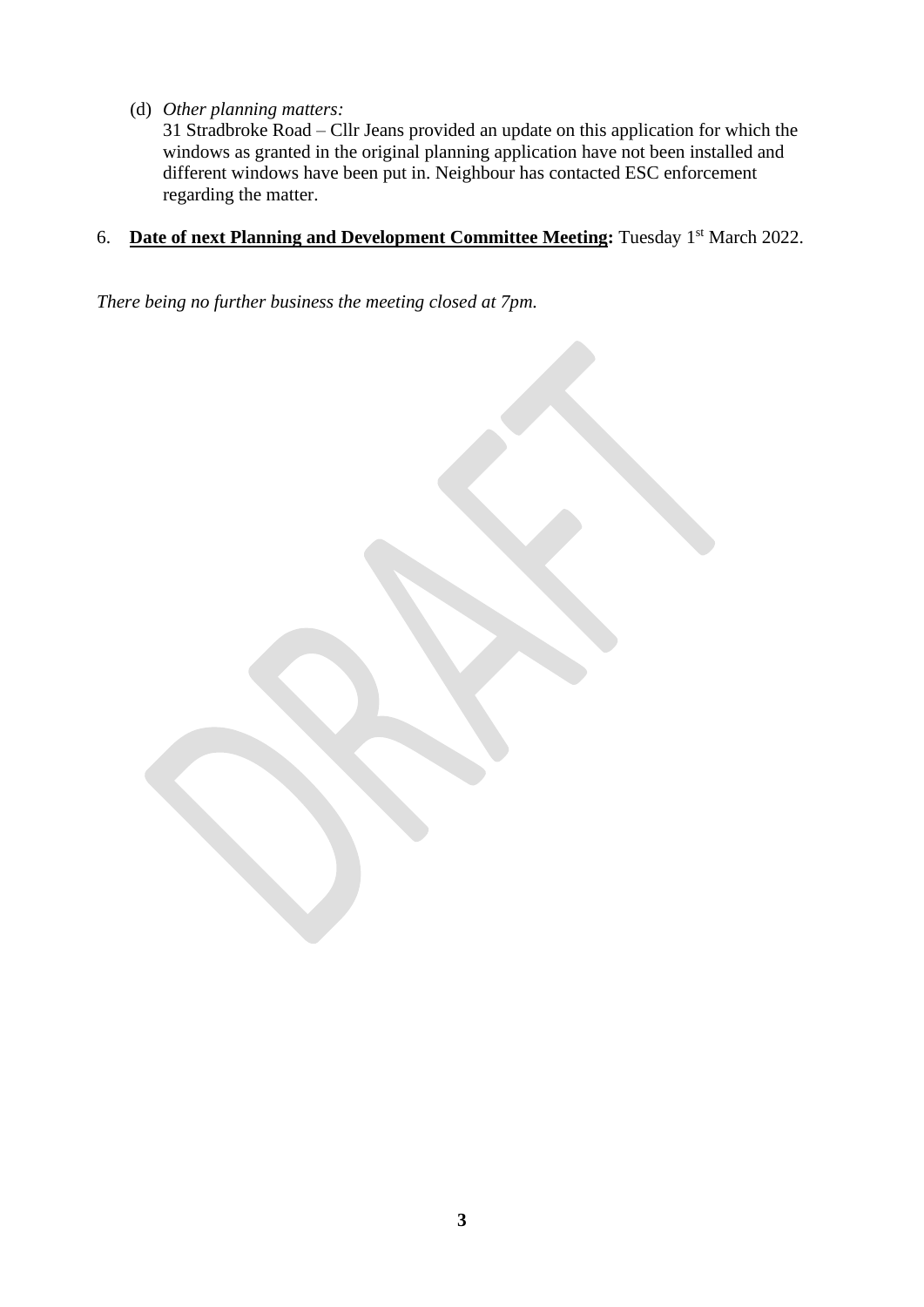(d) *Other planning matters:*
31 Stradbroke Road – Cllr Jeans provided an update on this application for which the windows as granted in the original planning application have not been installed and different windows have been put in. Neighbour has contacted ESC enforcement regarding the matter.

6. **Date of next Planning and Development Committee Meeting:** Tuesday 1st March 2022.

*There being no further business the meeting closed at 7pm.*